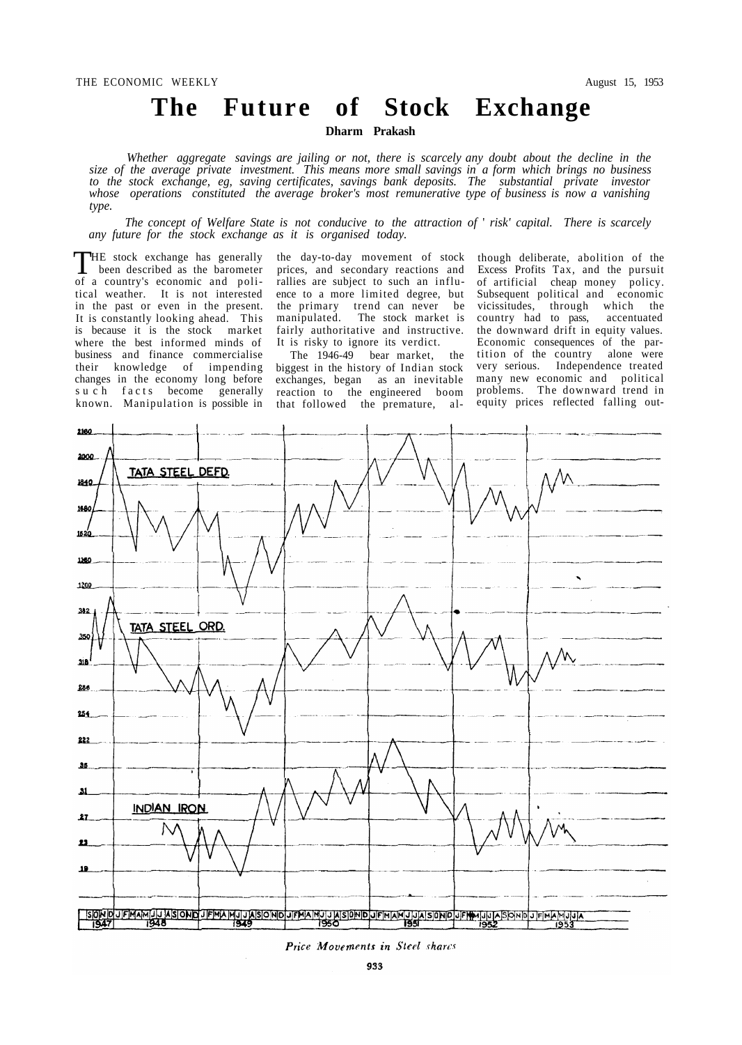# The Future of Stock Exchange

**Dharm Prakash**

*Whether aggregate savings are jailing or not, there is scarcely any doubt about the decline in the size of the average private investment. This means more small savings in a form which brings no business to the stock exchange, eg, saving certificates, savings bank deposits. The substantial private investor whose operations constituted the average broker's most remunerative type of business is now a vanishing type.*

*The concept of Welfare State is not conducive to the attraction of ' risk' capital. There is scarcely any future for the stock exchange as it is organised today.*

THE stock exchange has generally been described as the barometer of a country's economic and political weather. It is not interested in the past or even in the present. It is constantly looking ahead. This is because it is the stock market where the best informed minds of business and finance commercialise their knowledge of impending changes in the economy long before such facts become generally known. Manipulation is possible in the day-to-day movement of stock prices, and secondary reactions and rallies are subject to such an influence to a more limited degree, but the primary trend can never be manipulated. The stock market is fairly authoritative and instructive. It is risky to ignore its verdict.

The 1946-49 bear market, the biggest in the history of Indian stock exchanges, began as an inevitable reaction to the engineered boom that followed the premature, although deliberate, abolition of the Excess Profits Tax, and the pursuit of artificial cheap money policy. Subsequent political and economic vicissitudes, through which the country had to pass, accentuated the downward drift in equity values. Economic consequences of the partition of the country alone were very serious. Independence treated many new economic and political problems. The downward trend in equity prices reflected falling out-

*Price Movements in Steel shares*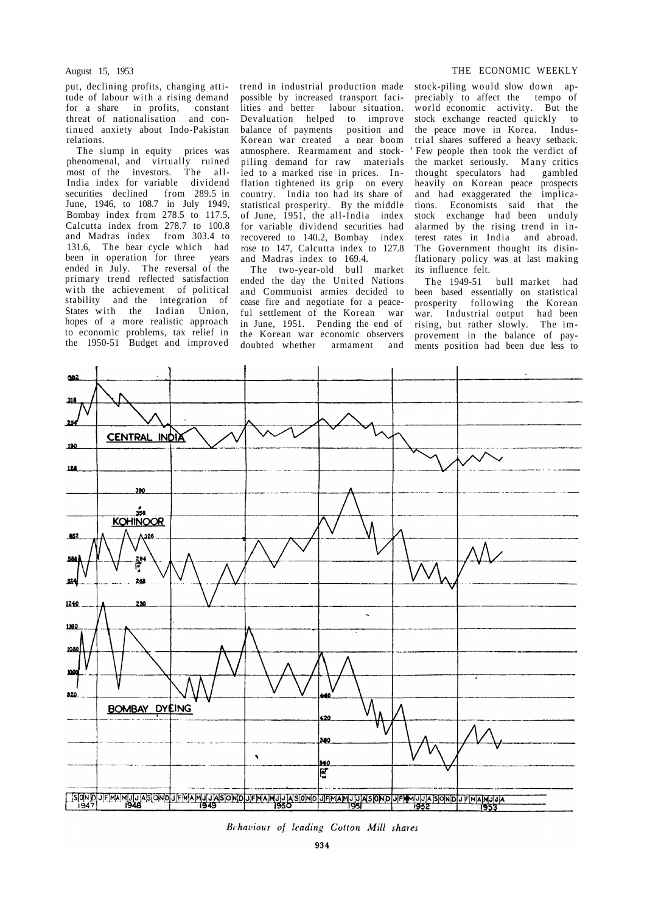put, declining profits, changing attitude of labour with a rising demand for a share in profits, constant threat of nationalisation and continued anxiety about Indo-Pakistan relations.

The slump in equity prices was phenomenal, and virtually ruined most of the investors. The all-India index for variable dividend securities declined from 289.5 in June, 1946, to 108.7 in July 1949, Bombay index from 278.5 to 117.5, Calcutta index from 278.7 to 100.8 and Madras index from 303.4 to 131.6, The bear cycle which had been in operation for three years ended in July. The reversal of the primary trend reflected satisfaction with the achievement of political stability and the integration of States with the Indian Union, hopes of a more realistic approach to economic problems, tax relief in the 1950-51 Budget and improved trend in industrial production made possible by increased transport facilities and better labour situation. Devaluation helped to improve balance of payments position and Korean war created a near boom atmosphere. Rearmament and stock-piling demand for raw materials led to a marked rise in prices. Inflation tightened its grip on every country. India too had its share of statistical prosperity. By the middle of June, 1951, the all-India index for variable dividend securities had recovered to 140.2, Bombay index rose to 147, Calcutta index to 127.8 and Madras index to 169.4.

The two-year-old bull market ended the day the United Nations and Communist armies decided to cease fire and negotiate for a peaceful settlement of the Korean war in June, 1951. Pending the end of the Korean war economic observers doubted whether armament and stock-piling would slow down appreciably to affect the tempo of world economic activity. But the stock exchange reacted quickly to the peace move in Korea. Industrial shares suffered a heavy setback. Few people then took the verdict of the market seriously. Many critics thought speculators had gambled heavily on Korean peace prospects and had exaggerated the implications. Economists said that the stock exchange had been unduly alarmed by the rising trend in interest rates in India and abroad. The Government thought its disinflationary policy was at last making its influence felt.

The 1949-51 bull market had been based essentially on statistical prosperity following the Korean war. Industrial output had been rising, but rather slowly. The improvement in the balance of payments position had been due less to

*Behaviour of leading Cotton Mill shares*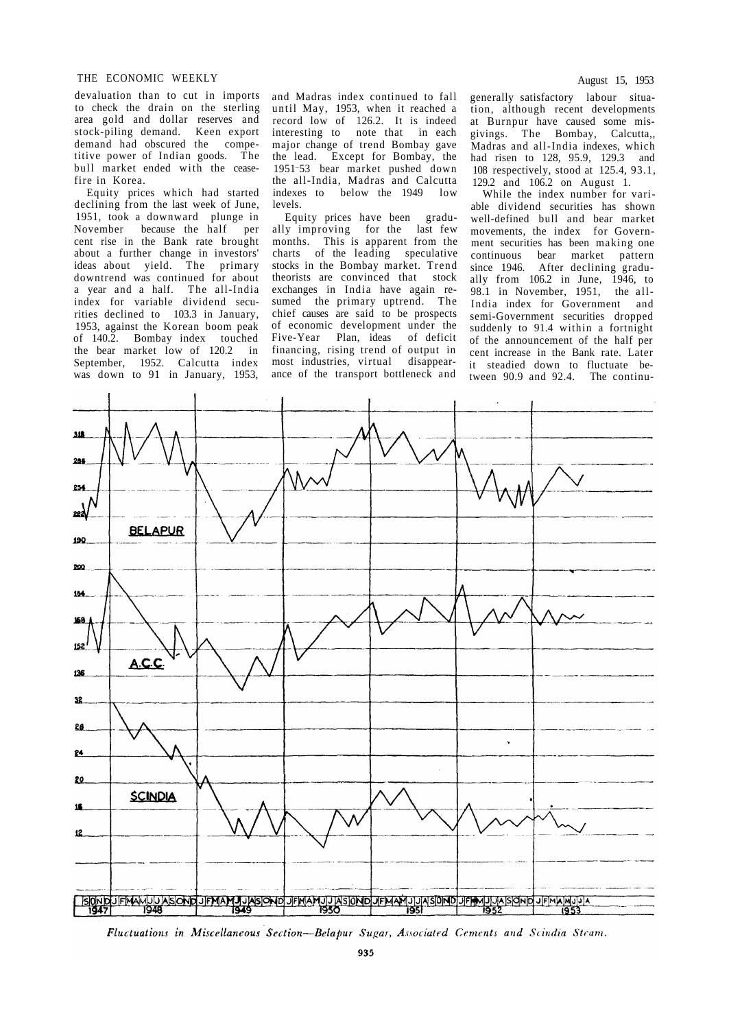devaluation than to cut in imports to check the drain on the sterling area gold and dollar reserves and stock-piling demand. Keen export demand had obscured the competitive power of Indian goods. The bull market ended with the cease-fire in Korea.

Equity prices which had started declining from the last week of June, 1951, took a downward plunge in November because the half per cent rise in the Bank rate brought about a further change in investors' ideas about yield. The primary downtrend was continued for about a year and a half. The all-India index for variable dividend securities declined to 103.3 in January, 1953, against the Korean boom peak of 140.2. Bombay index touched the bear market low of 120.2 in September, 1952. Calcutta index was down to 91 in January, 1953, and Madras index continued to fall until May, 1953, when it reached a record low of 126.2. It is indeed interesting to note that in each major change of trend Bombay gave the lead. Except for Bombay, the 1951-53 bear market pushed down the all-India, Madras and Calcutta indexes to below the 1949 low levels.

Equity prices have been gradually improving for the last few months. This is apparent from the charts of the leading speculative stocks in the Bombay market. Trend theorists are convinced that stock exchanges in India have again resumed the primary uptrend. The chief causes are said to be prospects of economic development under the Five-Year Plan, ideas of deficit financing, rising trend of output in most industries, virtual disappearance of the transport bottleneck and generally satisfactory labour situation, although recent developments at Burnpur have caused some misgivings. The Bombay, Calcutta, Madras and all-India indexes, which had risen to 128, 95.9, 129.3 and 108 respectively, stood at 125.4, 93.1, 129.2 and 106.2 on August 1.

While the index number for variable dividend securities has shown well-defined bull and bear market movements, the index for Government securities has been making one continuous bear market pattern since 1946. After declining gradually from 106.2 in June, 1946, to 98.1 in November, 1951, the all-India index for Government and semi-Government securities dropped suddenly to 91.4 within a fortnight of the announcement of the half per cent increase in the Bank rate. Later it steadied down to fluctuate between 90.9 and 92.4. The continu-

*Fluctuations in Miscellaneous Section—Belapur Sugar, Associated Cements and Scindia Steam.*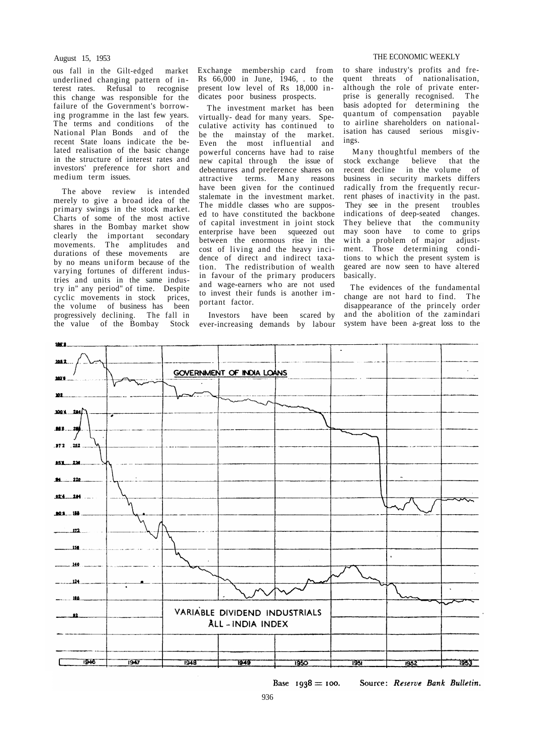ous fall in the Gilt-edged market underlined changing pattern of interest rates. Refusal to recognise this change was responsible for the failure of the Government's borrowing programme in the last few years. The terms and conditions of the National Plan Bonds and of the recent State loans indicate the belated realisation of the basic change in the structure of interest rates and investors' preference for short and medium term issues.

The above review is intended merely to give a broad idea of the primary swings in the stock market. Charts of some of the most active shares in the Bombay market show clearly the important secondary movements. The amplitudes and durations of these movements are by no means uniform because of the varying fortunes of different industries and units in the same industry in any period of time. Despite cyclic movements in stock prices, the volume of business has been progressively declining. The fall in the value of the Bombay Stock Exchange membership card from Rs 66,000 in June, 1946, to the present low level of Rs 18,000 indicates poor business prospects.

The investment market has been virtually dead for many years. Speculative activity has continued to be the mainstay of the market. Even the most influential and powerful concerns have had to raise new capital through the issue of debentures and preference shares on attractive terms. Many reasons have been given for the continued stalemate in the investment market. The middle classes who are supposed to have constituted the backbone of capital investment in joint stock enterprise have been squeezed out between the enormous rise in the cost of living and the heavy incidence of direct and indirect taxation. The redistribution of wealth in favour of the primary producers and wage-earners who are not used to invest their funds is another important factor.

Investors have been scared by ever-increasing demands by labour to share industry's profits and frequent threats of nationalisation, although the role of private enterprise is generally recognised. The basis adopted for determining the quantum of compensation payable to airline shareholders on nationalisation has caused serious misgivings.

Many thoughtful members of the stock exchange believe that the recent decline in the volume of business in security markets differs radically from the frequently recurrent phases of inactivity in the past. They see in the present troubles indications of deep-seated changes. They believe that the community may soon have to come to grips with a problem of major adjustment. Those determining conditions to which the present system is geared are now seen to have altered basically.

The evidences of the fundamental change are not hard to find. The disappearance of the princely order and the abolition of the zamindari system have been a great loss to the

GOVERNMENT OF INDIA LOANS

VARIABLE DIVIDEND INDUSTRIALS ALL-INDIA INDEX

Base 1938 = 100. Source: *Reserve Bank Bulletin.*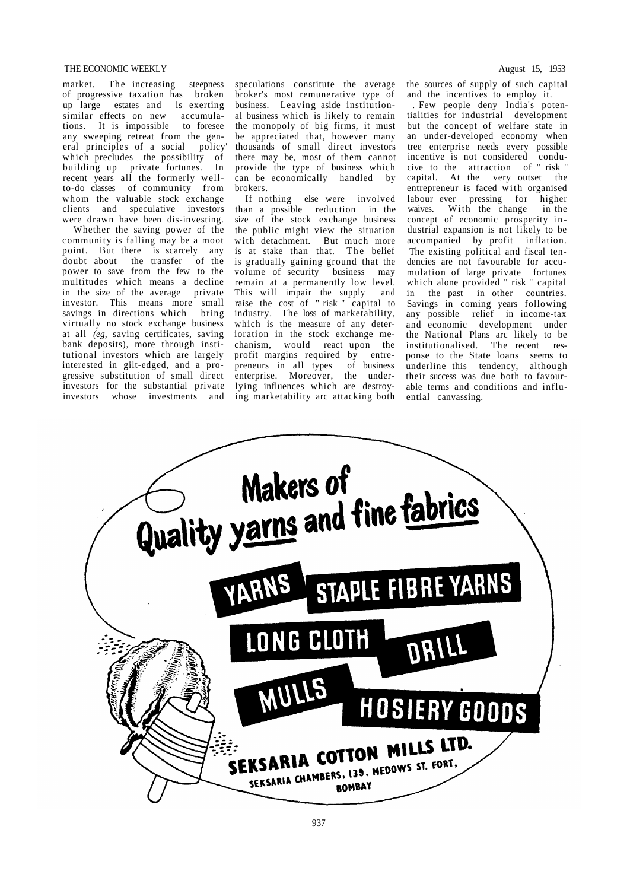market. The increasing steepness of progressive taxation has broken up large estates and is exerting similar effects on new accumulations. It is impossible to foresee any sweeping retreat from the general principles of a social policy' which precludes the possibility of building up private fortunes. In recent years all the formerly well-to-do classes of community from whom the valuable stock exchange clients and speculative investors were drawn have been dis-investing.

Whether the saving power of the community is falling may be a moot point. But there is scarcely any doubt about the transfer of the power to save from the few to the multitudes which means a decline in the size of the average private investor. This means more small savings in directions which bring virtually no stock exchange business at all *(eg,* saving certificates, saving bank deposits), more through institutional investors which are largely interested in gilt-edged, and a progressive substitution of small direct investors for the substantial private investors whose investments and speculations constitute the average broker's most remunerative type of business. Leaving aside institutional business which is likely to remain the monopoly of big firms, it must be appreciated that, however many thousands of small direct investors there may be, most of them cannot provide the type of business which can be economically handled by brokers.

If nothing else were involved than a possible reduction in the size of the stock exchange business the public might view the situation with detachment. But much more is at stake than that. The belief is gradually gaining ground that the volume of security business may remain at a permanently low level. This will impair the supply and raise the cost of " risk " capital to industry. The loss of marketability, which is the measure of any deterioration in the stock exchange mechanism, would react upon the profit margins required by entrepreneurs in all types of business enterprise. Moreover, the underlying influences which are destroying marketability arc attacking both the sources of supply of such capital and the incentives to employ it.

. Few people deny India's potentialities for industrial development but the concept of welfare state in an under-developed economy when tree enterprise needs every possible incentive is not considered conducive to the attraction of " risk " capital. At the very outset the entrepreneur is faced with organised labour ever pressing for higher waives. With the change in the concept of economic prosperity industrial expansion is not likely to be accompanied by profit inflation. The existing political and fiscal tendencies are not favourable for accumulation of large private fortunes which alone provided " risk " capital in the past in other countries. Savings in coming years following any possible relief in income-tax and economic development under the National Plans arc likely to be institutionalised. The recent response to the State loans seems to underline this tendency, although their success was due both to favourable terms and conditions and influential canvassing.

Makers of
Quality yarns and fine fabrics

YARNS
STAPLE FIBRE YARNS
LONG CLOTH
DRILL
MULLS
HOSIERY GOODS

SEKSARIA COTTON MILLS LTD.
SEKSARIA CHAMBERS, 139, MEDOWS ST. FORT,
BOMBAY